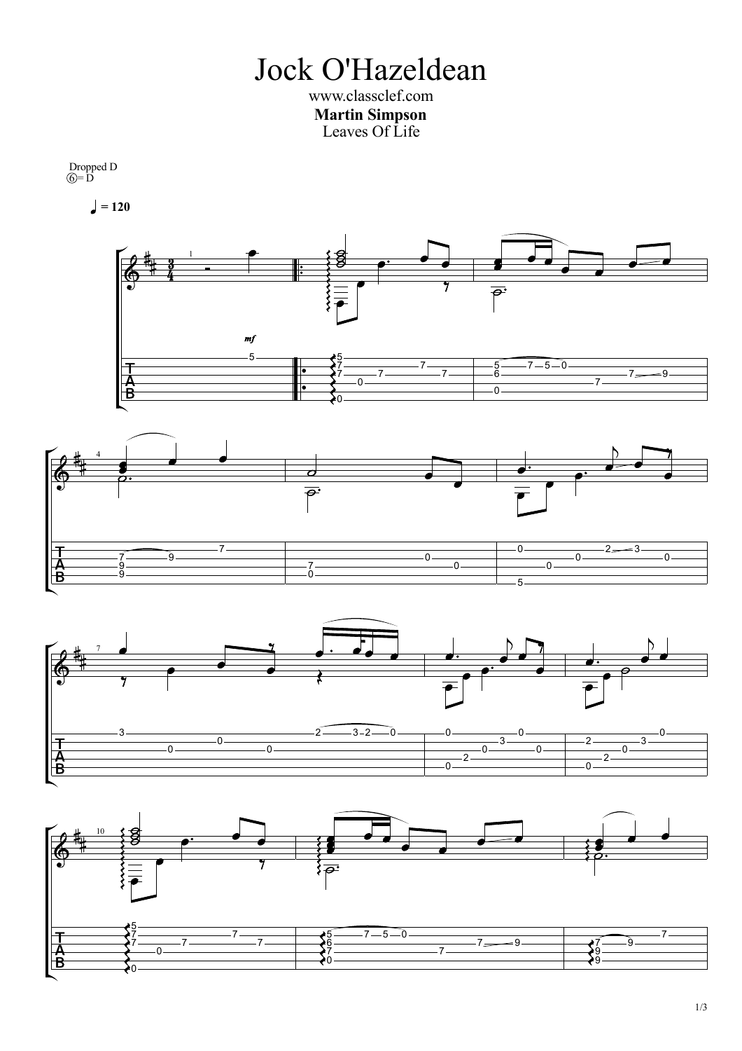# Jock O'Hazeldean

www.classclef.com

**Martin Simpson**

Leaves Of Life

Dropped D
⑥= D

♩ = 120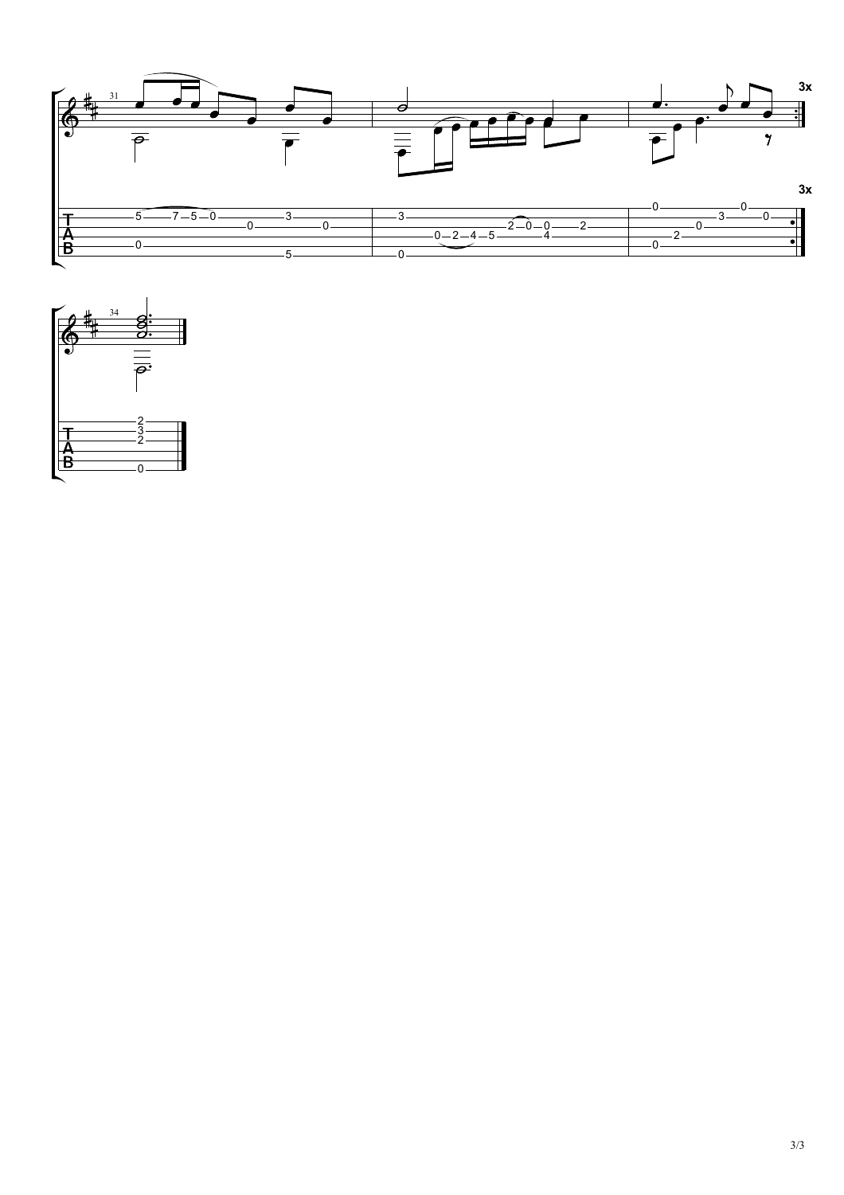31

3x

3x

34